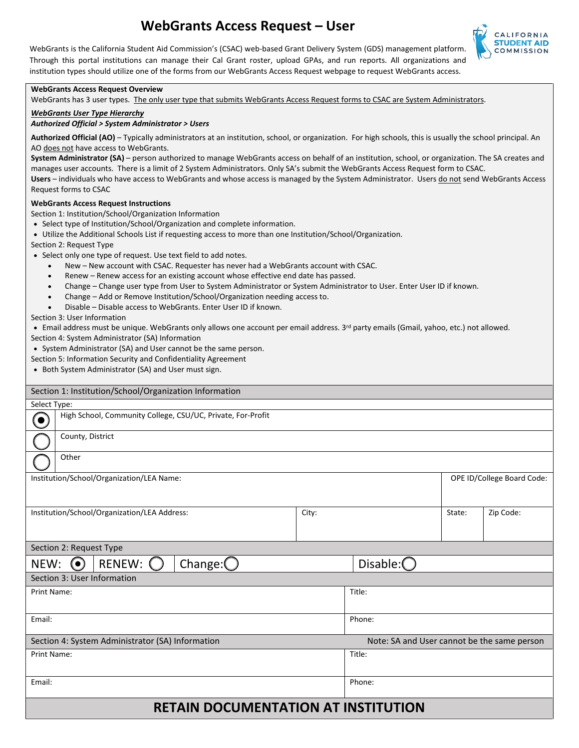# WebGrants Access Request – User

WebGrants is the California Student Aid Commission's (CSAC) web-based Grant Delivery System (GDS) management platform. Through this portal institutions can manage their Cal Grant roster, upload GPAs, and run reports. All organizations and institution types should utilize one of the forms from our WebGrants Access Request webpage to request WebGrants access.

**WebGrants Access Request Overview**

WebGrants has 3 user types. The only user type that submits WebGrants Access Request forms to CSAC are System Administrators.

***WebGrants User Type Hierarchy***

***Authorized Official > System Administrator > Users***

**Authorized Official (AO)** – Typically administrators at an institution, school, or organization. For high schools, this is usually the school principal. An AO does not have access to WebGrants.

**System Administrator (SA)** – person authorized to manage WebGrants access on behalf of an institution, school, or organization. The SA creates and manages user accounts. There is a limit of 2 System Administrators. Only SA's submit the WebGrants Access Request form to CSAC.

**Users** – individuals who have access to WebGrants and whose access is managed by the System Administrator. Users do not send WebGrants Access Request forms to CSAC

**WebGrants Access Request Instructions**

Section 1: Institution/School/Organization Information

- Select type of Institution/School/Organization and complete information.
- Utilize the Additional Schools List if requesting access to more than one Institution/School/Organization.

Section 2: Request Type

- Select only one type of request. Use text field to add notes.
  - New – New account with CSAC. Requester has never had a WebGrants account with CSAC.
  - Renew – Renew access for an existing account whose effective end date has passed.
  - Change – Change user type from User to System Administrator or System Administrator to User. Enter User ID if known.
  - Change – Add or Remove Institution/School/Organization needing access to.
  - Disable – Disable access to WebGrants. Enter User ID if known.

Section 3: User Information

- Email address must be unique. WebGrants only allows one account per email address. 3rd party emails (Gmail, yahoo, etc.) not allowed.

Section 4: System Administrator (SA) Information

- System Administrator (SA) and User cannot be the same person.

Section 5: Information Security and Confidentiality Agreement

- Both System Administrator (SA) and User must sign.

## Section 1: Institution/School/Organization Information

Select Type:

- (●) High School, Community College, CSU/UC, Private, For-Profit
- ( ) County, District
- ( ) Other

| Institution/School/Organization/LEA Name: | | | OPE ID/College Board Code: |
|---|---|---|---|
| **Institution/School/Organization/LEA Address:** | **City:** | **State:** | **Zip Code:** |
| | | | |

## Section 2: Request Type

NEW: (●) RENEW: ( ) Change: ( ) Disable: ( )

## Section 3: User Information

| Print Name: | Title: |
|---|---|
| Email: | Phone: |

## Section 4: System Administrator (SA) Information

Note: SA and User cannot be the same person

| Print Name: | Title: |
|---|---|
| Email: | Phone: |

**RETAIN DOCUMENTATION AT INSTITUTION**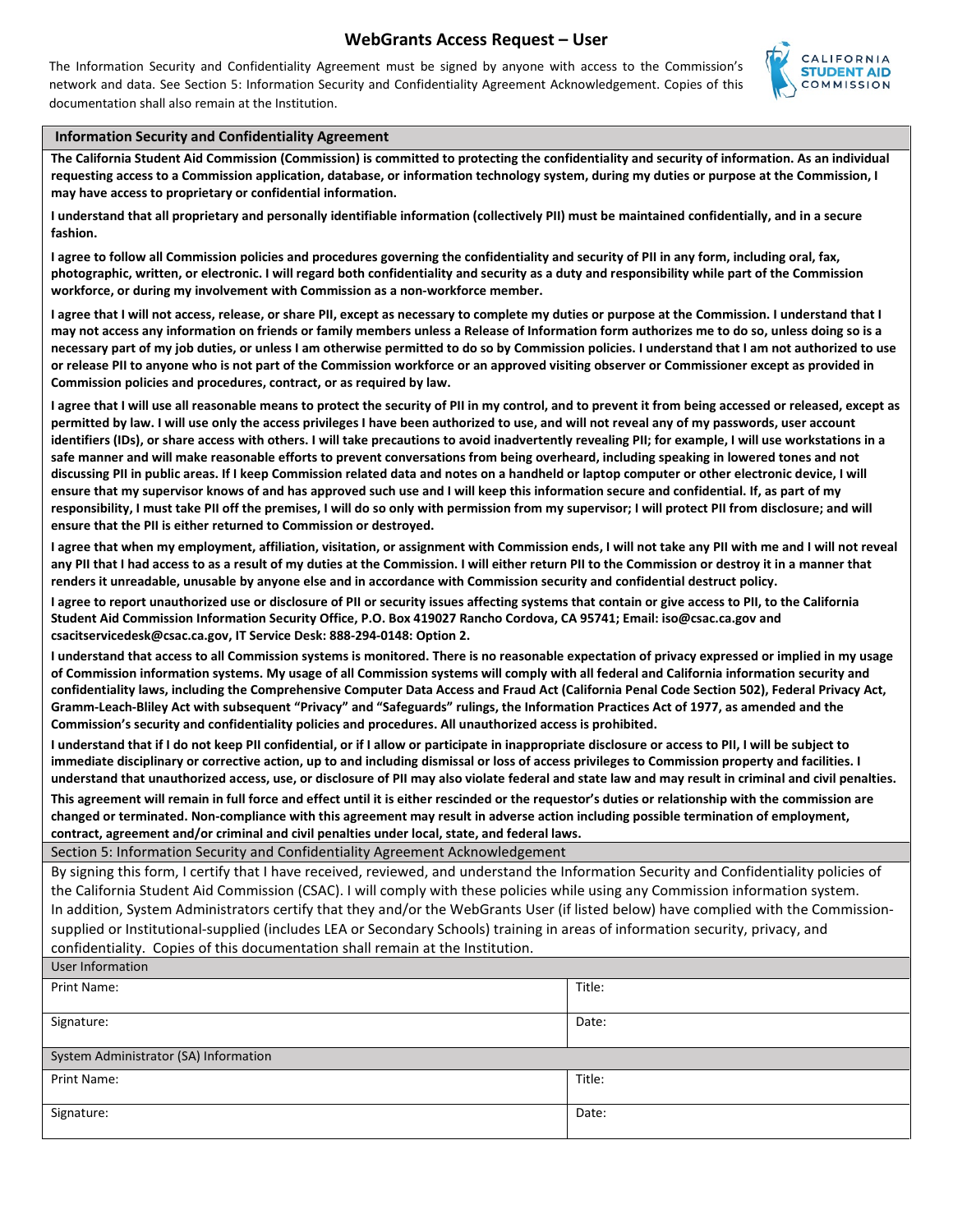# WebGrants Access Request – User

The Information Security and Confidentiality Agreement must be signed by anyone with access to the Commission's network and data. See Section 5: Information Security and Confidentiality Agreement Acknowledgement. Copies of this documentation shall also remain at the Institution.

## Information Security and Confidentiality Agreement

**The California Student Aid Commission (Commission) is committed to protecting the confidentiality and security of information. As an individual requesting access to a Commission application, database, or information technology system, during my duties or purpose at the Commission, I may have access to proprietary or confidential information.**

**I understand that all proprietary and personally identifiable information (collectively PII) must be maintained confidentially, and in a secure fashion.**

**I agree to follow all Commission policies and procedures governing the confidentiality and security of PII in any form, including oral, fax, photographic, written, or electronic. I will regard both confidentiality and security as a duty and responsibility while part of the Commission workforce, or during my involvement with Commission as a non-workforce member.**

**I agree that I will not access, release, or share PII, except as necessary to complete my duties or purpose at the Commission. I understand that I may not access any information on friends or family members unless a Release of Information form authorizes me to do so, unless doing so is a necessary part of my job duties, or unless I am otherwise permitted to do so by Commission policies. I understand that I am not authorized to use or release PII to anyone who is not part of the Commission workforce or an approved visiting observer or Commissioner except as provided in Commission policies and procedures, contract, or as required by law.**

**I agree that I will use all reasonable means to protect the security of PII in my control, and to prevent it from being accessed or released, except as permitted by law. I will use only the access privileges I have been authorized to use, and will not reveal any of my passwords, user account identifiers (IDs), or share access with others. I will take precautions to avoid inadvertently revealing PII; for example, I will use workstations in a safe manner and will make reasonable efforts to prevent conversations from being overheard, including speaking in lowered tones and not discussing PII in public areas. If I keep Commission related data and notes on a handheld or laptop computer or other electronic device, I will ensure that my supervisor knows of and has approved such use and I will keep this information secure and confidential. If, as part of my responsibility, I must take PII off the premises, I will do so only with permission from my supervisor; I will protect PII from disclosure; and will ensure that the PII is either returned to Commission or destroyed.**

**I agree that when my employment, affiliation, visitation, or assignment with Commission ends, I will not take any PII with me and I will not reveal any PII that I had access to as a result of my duties at the Commission. I will either return PII to the Commission or destroy it in a manner that renders it unreadable, unusable by anyone else and in accordance with Commission security and confidential destruct policy.**

**I agree to report unauthorized use or disclosure of PII or security issues affecting systems that contain or give access to PII, to the California Student Aid Commission Information Security Office, P.O. Box 419027 Rancho Cordova, CA 95741; Email: iso@csac.ca.gov and csacitservicedesk@csac.ca.gov, IT Service Desk: 888-294-0148: Option 2.**

**I understand that access to all Commission systems is monitored. There is no reasonable expectation of privacy expressed or implied in my usage of Commission information systems. My usage of all Commission systems will comply with all federal and California information security and confidentiality laws, including the Comprehensive Computer Data Access and Fraud Act (California Penal Code Section 502), Federal Privacy Act, Gramm-Leach-Bliley Act with subsequent "Privacy" and "Safeguards" rulings, the Information Practices Act of 1977, as amended and the Commission's security and confidentiality policies and procedures. All unauthorized access is prohibited.**

**I understand that if I do not keep PII confidential, or if I allow or participate in inappropriate disclosure or access to PII, I will be subject to immediate disciplinary or corrective action, up to and including dismissal or loss of access privileges to Commission property and facilities. I understand that unauthorized access, use, or disclosure of PII may also violate federal and state law and may result in criminal and civil penalties.**

**This agreement will remain in full force and effect until it is either rescinded or the requestor's duties or relationship with the commission are changed or terminated. Non-compliance with this agreement may result in adverse action including possible termination of employment, contract, agreement and/or criminal and civil penalties under local, state, and federal laws.**

## Section 5: Information Security and Confidentiality Agreement Acknowledgement

By signing this form, I certify that I have received, reviewed, and understand the Information Security and Confidentiality policies of the California Student Aid Commission (CSAC). I will comply with these policies while using any Commission information system. In addition, System Administrators certify that they and/or the WebGrants User (if listed below) have complied with the Commission-supplied or Institutional-supplied (includes LEA or Secondary Schools) training in areas of information security, privacy, and confidentiality. Copies of this documentation shall remain at the Institution.

| User Information | |
|---|---|
| Print Name: | Title: |
| Signature: | Date: |

| System Administrator (SA) Information | |
|---|---|
| Print Name: | Title: |
| Signature: | Date: |